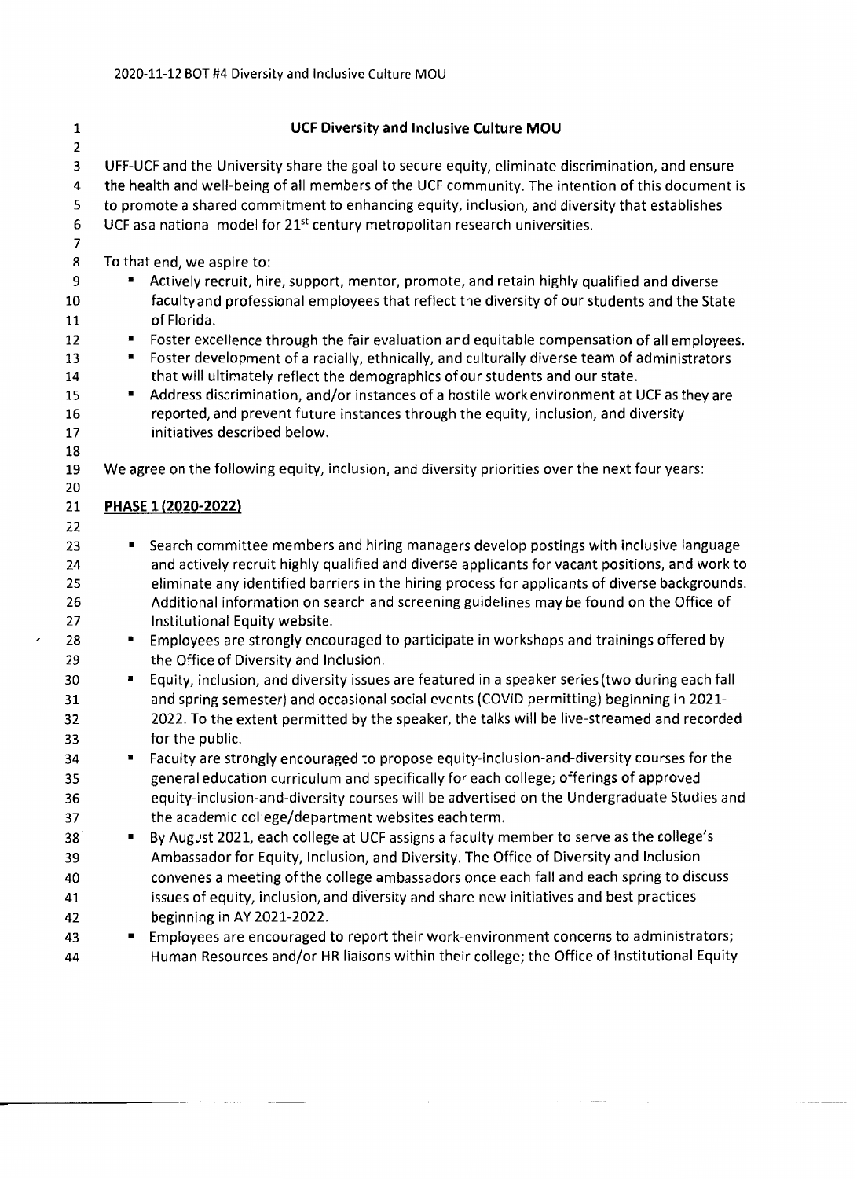# UCF Diversity and Inclusive Culture MOU

UFF-UCF and the University share the goal to secure equity, eliminate discrimination, and ensure the health and well-being of all members of the UCF community. The intention of this document is to promote a shared commitment to enhancing equity, inclusion, and diversity that establishes UCF as a national model for 21st century metropolitan research universities.

To that end, we aspire to:

- Actively recruit, hire, support, mentor, promote, and retain highly qualified and diverse faculty and professional employees that reflect the diversity of our students and the State of Florida.
- Foster excellence through the fair evaluation and equitable compensation of all employees.
- Foster development of a racially, ethnically, and culturally diverse team of administrators that will ultimately reflect the demographics of our students and our state.
- Address discrimination, and/or instances of a hostile work environment at UCF as they are reported, and prevent future instances through the equity, inclusion, and diversity initiatives described below.

We agree on the following equity, inclusion, and diversity priorities over the next four years:

## PHASE 1 (2020-2022)

- Search committee members and hiring managers develop postings with inclusive language and actively recruit highly qualified and diverse applicants for vacant positions, and work to eliminate any identified barriers in the hiring process for applicants of diverse backgrounds. Additional information on search and screening guidelines may be found on the Office of Institutional Equity website.
- Employees are strongly encouraged to participate in workshops and trainings offered by the Office of Diversity and Inclusion.
- Equity, inclusion, and diversity issues are featured in a speaker series (two during each fall and spring semester) and occasional social events (COVID permitting) beginning in 2021-2022. To the extent permitted by the speaker, the talks will be live-streamed and recorded for the public.
- Faculty are strongly encouraged to propose equity-inclusion-and-diversity courses for the general education curriculum and specifically for each college; offerings of approved equity-inclusion-and-diversity courses will be advertised on the Undergraduate Studies and the academic college/department websites each term.
- By August 2021, each college at UCF assigns a faculty member to serve as the college's Ambassador for Equity, Inclusion, and Diversity. The Office of Diversity and Inclusion convenes a meeting of the college ambassadors once each fall and each spring to discuss issues of equity, inclusion, and diversity and share new initiatives and best practices beginning in AY 2021-2022.
- Employees are encouraged to report their work-environment concerns to administrators; Human Resources and/or HR liaisons within their college; the Office of Institutional Equity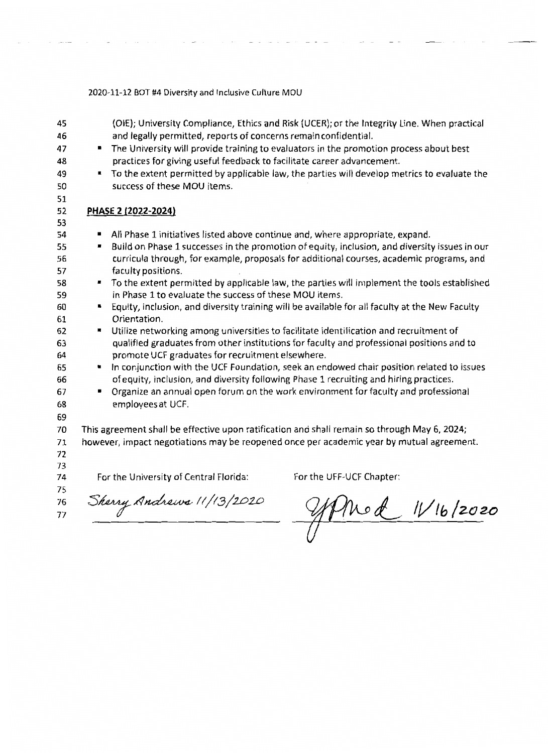(OIE); University Compliance, Ethics and Risk (UCER); or the Integrity Line. When practical and legally permitted, reports of concerns remain confidential.

- The University will provide training to evaluators in the promotion process about best practices for giving useful feedback to facilitate career advancement.
- To the extent permitted by applicable law, the parties will develop metrics to evaluate the success of these MOU items.

**PHASE 2 (2022-2024)**

- All Phase 1 initiatives listed above continue and, where appropriate, expand.
- Build on Phase 1 successes in the promotion of equity, inclusion, and diversity issues in our curricula through, for example, proposals for additional courses, academic programs, and faculty positions.
- To the extent permitted by applicable law, the parties will implement the tools established in Phase 1 to evaluate the success of these MOU items.
- Equity, inclusion, and diversity training will be available for all faculty at the New Faculty Orientation.
- Utilize networking among universities to facilitate identification and recruitment of qualified graduates from other institutions for faculty and professional positions and to promote UCF graduates for recruitment elsewhere.
- In conjunction with the UCF Foundation, seek an endowed chair position related to issues of equity, inclusion, and diversity following Phase 1 recruiting and hiring practices.
- Organize an annual open forum on the work environment for faculty and professional employees at UCF.

This agreement shall be effective upon ratification and shall remain so through May 6, 2024; however, impact negotiations may be reopened once per academic year by mutual agreement.

For the University of Central Florida:

Sherry Andrews 11/13/2020

For the UFF-UCF Chapter:

YPMod 11/16/2020